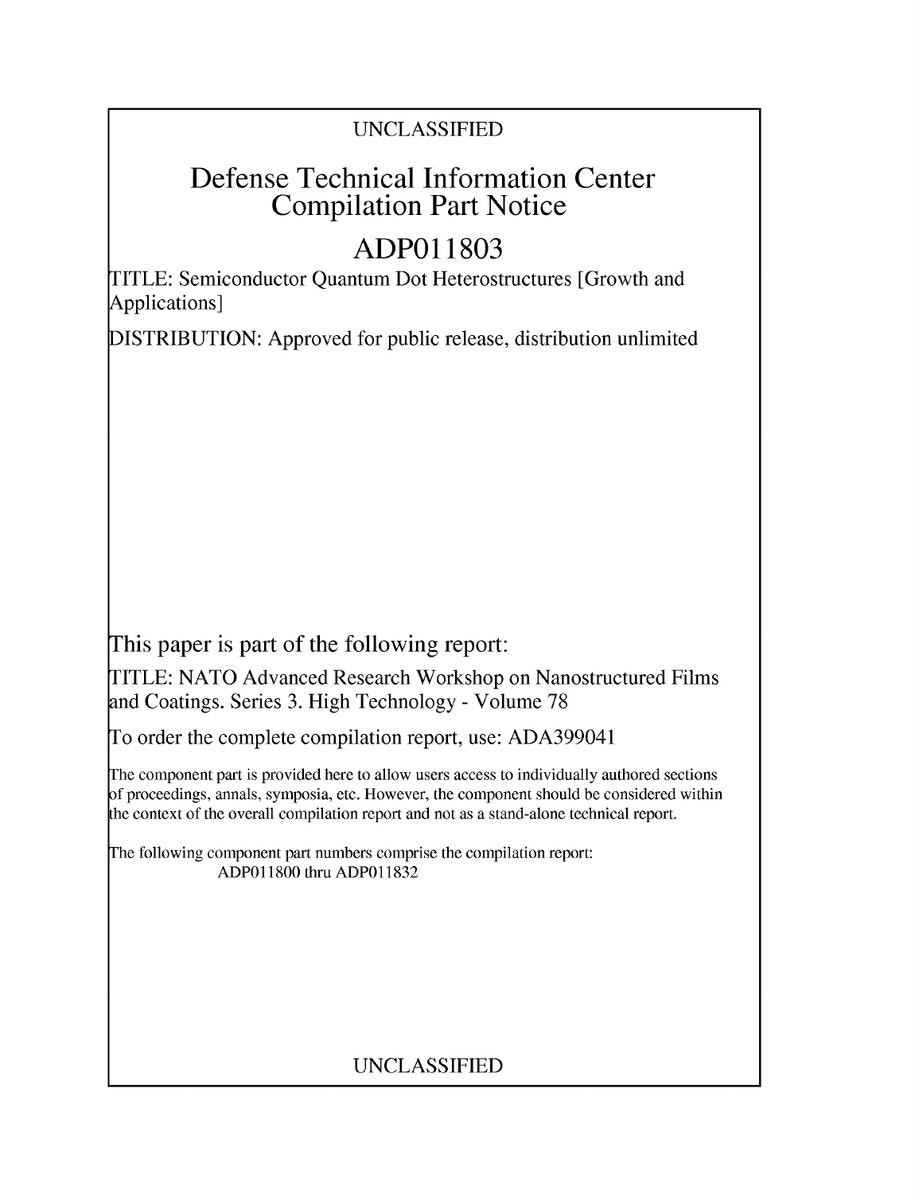UNCLASSIFIED

# Defense Technical Information Center Compilation Part Notice

# ADP011803

TITLE: Semiconductor Quantum Dot Heterostructures [Growth and Applications]

DISTRIBUTION: Approved for public release, distribution unlimited

This paper is part of the following report:

TITLE: NATO Advanced Research Workshop on Nanostructured Films and Coatings. Series 3. High Technology - Volume 78

To order the complete compilation report, use: ADA399041

The component part is provided here to allow users access to individually authored sections of proceedings, annals, symposia, etc. However, the component should be considered within the context of the overall compilation report and not as a stand-alone technical report.

The following component part numbers comprise the compilation report:
ADP011800 thru ADP011832

UNCLASSIFIED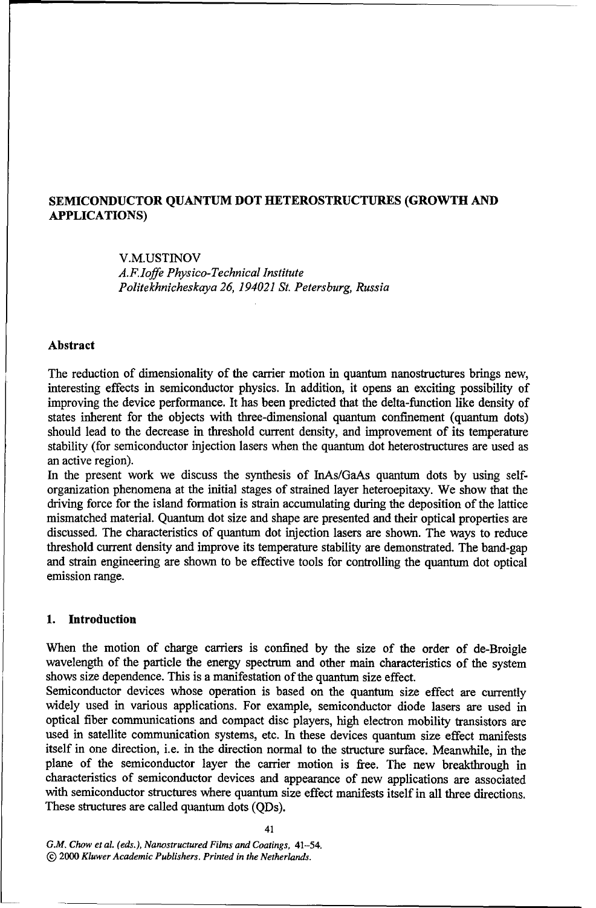## SEMICONDUCTOR QUANTUM DOT HETEROSTRUCTURES (GROWTH AND APPLICATIONS)

V.M.USTINOV
*A.F.Ioffe Physico-Technical Institute*
*Politekhnicheskaya 26, 194021 St. Petersburg, Russia*

### Abstract

The reduction of dimensionality of the carrier motion in quantum nanostructures brings new, interesting effects in semiconductor physics. In addition, it opens an exciting possibility of improving the device performance. It has been predicted that the delta-function like density of states inherent for the objects with three-dimensional quantum confinement (quantum dots) should lead to the decrease in threshold current density, and improvement of its temperature stability (for semiconductor injection lasers when the quantum dot heterostructures are used as an active region).

In the present work we discuss the synthesis of InAs/GaAs quantum dots by using self-organization phenomena at the initial stages of strained layer heteroepitaxy. We show that the driving force for the island formation is strain accumulating during the deposition of the lattice mismatched material. Quantum dot size and shape are presented and their optical properties are discussed. The characteristics of quantum dot injection lasers are shown. The ways to reduce threshold current density and improve its temperature stability are demonstrated. The band-gap and strain engineering are shown to be effective tools for controlling the quantum dot optical emission range.

### 1. Introduction

When the motion of charge carriers is confined by the size of the order of de-Broigle wavelength of the particle the energy spectrum and other main characteristics of the system shows size dependence. This is a manifestation of the quantum size effect.

Semiconductor devices whose operation is based on the quantum size effect are currently widely used in various applications. For example, semiconductor diode lasers are used in optical fiber communications and compact disc players, high electron mobility transistors are used in satellite communication systems, etc. In these devices quantum size effect manifests itself in one direction, i.e. in the direction normal to the structure surface. Meanwhile, in the plane of the semiconductor layer the carrier motion is free. The new breakthrough in characteristics of semiconductor devices and appearance of new applications are associated with semiconductor structures where quantum size effect manifests itself in all three directions. These structures are called quantum dots (QDs).

*G.M. Chow et al. (eds.), Nanostructured Films and Coatings,* 41–54.
© 2000 *Kluwer Academic Publishers. Printed in the Netherlands.*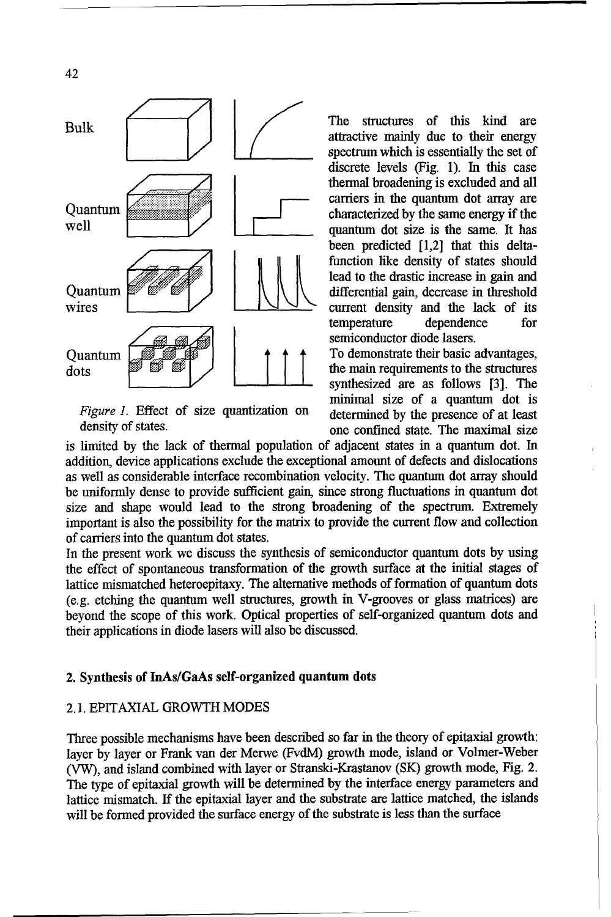Bulk

Quantum well

Quantum wires

Quantum dots

*Figure 1.* Effect of size quantization on density of states.

The structures of this kind are attractive mainly due to their energy spectrum which is essentially the set of discrete levels (Fig. 1). In this case thermal broadening is excluded and all carriers in the quantum dot array are characterized by the same energy if the quantum dot size is the same. It has been predicted [1,2] that this delta-function like density of states should lead to the drastic increase in gain and differential gain, decrease in threshold current density and the lack of its temperature dependence for semiconductor diode lasers.

To demonstrate their basic advantages, the main requirements to the structures synthesized are as follows [3]. The minimal size of a quantum dot is determined by the presence of at least one confined state. The maximal size is limited by the lack of thermal population of adjacent states in a quantum dot. In addition, device applications exclude the exceptional amount of defects and dislocations as well as considerable interface recombination velocity. The quantum dot array should be uniformly dense to provide sufficient gain, since strong fluctuations in quantum dot size and shape would lead to the strong broadening of the spectrum. Extremely important is also the possibility for the matrix to provide the current flow and collection of carriers into the quantum dot states.

In the present work we discuss the synthesis of semiconductor quantum dots by using the effect of spontaneous transformation of the growth surface at the initial stages of lattice mismatched heteroepitaxy. The alternative methods of formation of quantum dots (e.g. etching the quantum well structures, growth in V-grooves or glass matrices) are beyond the scope of this work. Optical properties of self-organized quantum dots and their applications in diode lasers will also be discussed.

## 2. Synthesis of InAs/GaAs self-organized quantum dots

### 2.1. EPITAXIAL GROWTH MODES

Three possible mechanisms have been described so far in the theory of epitaxial growth: layer by layer or Frank van der Merwe (FvdM) growth mode, island or Volmer-Weber (VW), and island combined with layer or Stranski-Krastanov (SK) growth mode, Fig. 2. The type of epitaxial growth will be determined by the interface energy parameters and lattice mismatch. If the epitaxial layer and the substrate are lattice matched, the islands will be formed provided the surface energy of the substrate is less than the surface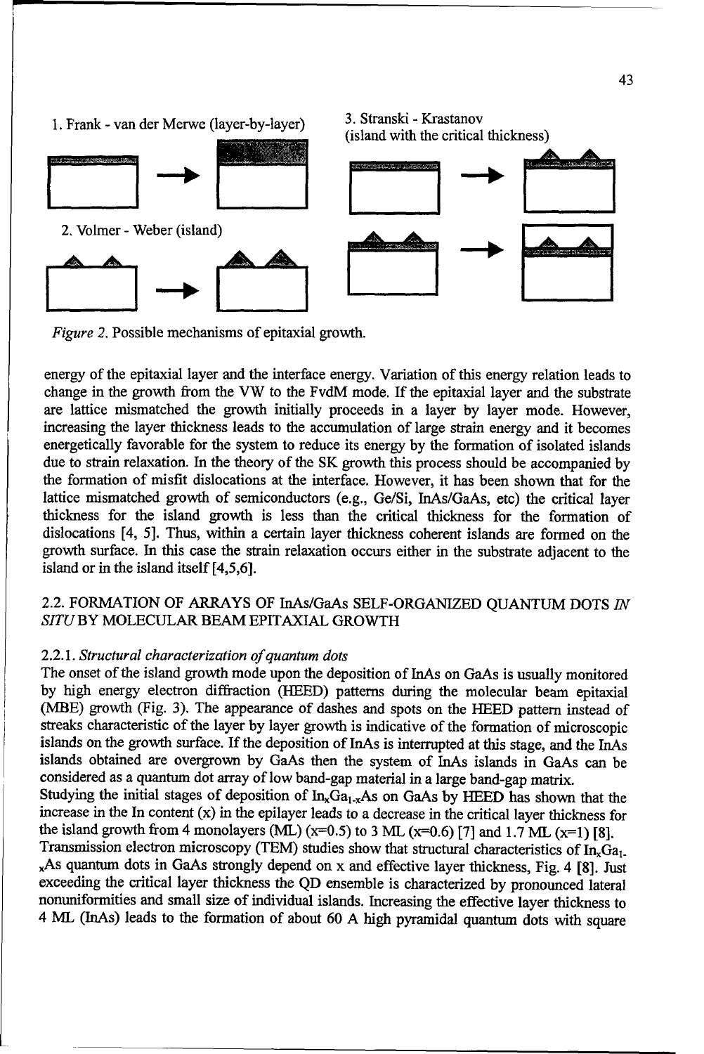1. Frank - van der Merwe (layer-by-layer)

2. Volmer - Weber (island)

3. Stranski - Krastanov (island with the critical thickness)

*Figure 2.* Possible mechanisms of epitaxial growth.

energy of the epitaxial layer and the interface energy. Variation of this energy relation leads to change in the growth from the VW to the FvdM mode. If the epitaxial layer and the substrate are lattice mismatched the growth initially proceeds in a layer by layer mode. However, increasing the layer thickness leads to the accumulation of large strain energy and it becomes energetically favorable for the system to reduce its energy by the formation of isolated islands due to strain relaxation. In the theory of the SK growth this process should be accompanied by the formation of misfit dislocations at the interface. However, it has been shown that for the lattice mismatched growth of semiconductors (e.g., Ge/Si, InAs/GaAs, etc) the critical layer thickness for the island growth is less than the critical thickness for the formation of dislocations [4, 5]. Thus, within a certain layer thickness coherent islands are formed on the growth surface. In this case the strain relaxation occurs either in the substrate adjacent to the island or in the island itself [4,5,6].

## 2.2. FORMATION OF ARRAYS OF InAs/GaAs SELF-ORGANIZED QUANTUM DOTS *IN SITU* BY MOLECULAR BEAM EPITAXIAL GROWTH

### 2.2.1. *Structural characterization of quantum dots*

The onset of the island growth mode upon the deposition of InAs on GaAs is usually monitored by high energy electron diffraction (HEED) patterns during the molecular beam epitaxial (MBE) growth (Fig. 3). The appearance of dashes and spots on the HEED pattern instead of streaks characteristic of the layer by layer growth is indicative of the formation of microscopic islands on the growth surface. If the deposition of InAs is interrupted at this stage, and the InAs islands obtained are overgrown by GaAs then the system of InAs islands in GaAs can be considered as a quantum dot array of low band-gap material in a large band-gap matrix.

Studying the initial stages of deposition of $In_xGa_{1-x}As$ on GaAs by HEED has shown that the increase in the In content (x) in the epilayer leads to a decrease in the critical layer thickness for the island growth from 4 monolayers (ML) (x=0.5) to 3 ML (x=0.6) [7] and 1.7 ML (x=1) [8].

Transmission electron microscopy (TEM) studies show that structural characteristics of $In_xGa_{1-x}As$ quantum dots in GaAs strongly depend on x and effective layer thickness, Fig. 4 [8]. Just exceeding the critical layer thickness the QD ensemble is characterized by pronounced lateral nonuniformities and small size of individual islands. Increasing the effective layer thickness to 4 ML (InAs) leads to the formation of about 60 A high pyramidal quantum dots with square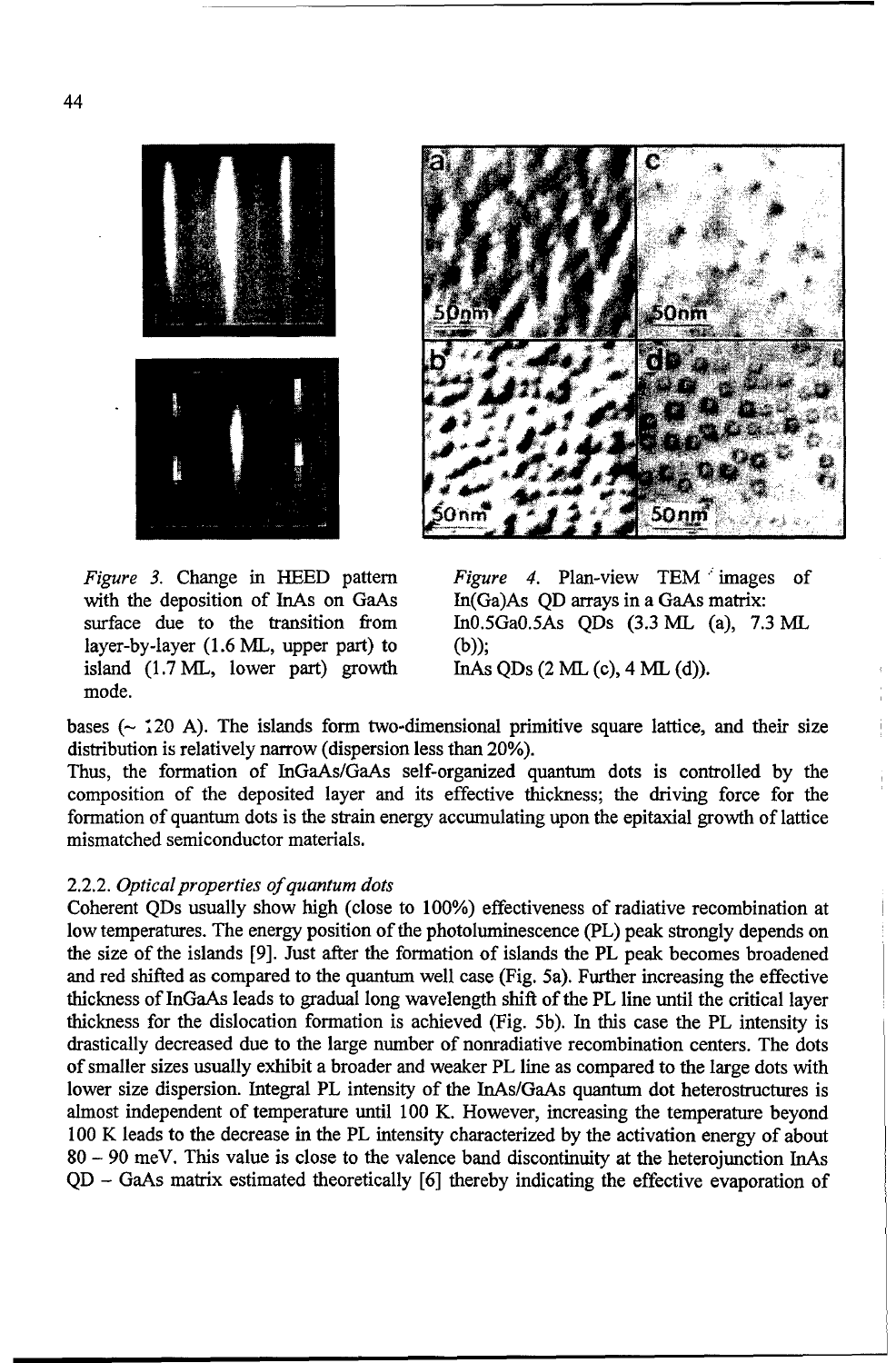*Figure 3.* Change in HEED pattern with the deposition of InAs on GaAs surface due to the transition from layer-by-layer (1.6 ML, upper part) to island (1.7 ML, lower part) growth mode.

*Figure 4.* Plan-view TEM images of In(Ga)As QD arrays in a GaAs matrix: $In_{0.5}Ga_{0.5}As$ QDs (3.3 ML (a), 7.3 ML (b)); InAs QDs (2 ML (c), 4 ML (d)).

bases (~ 120 A). The islands form two-dimensional primitive square lattice, and their size distribution is relatively narrow (dispersion less than 20%).

Thus, the formation of InGaAs/GaAs self-organized quantum dots is controlled by the composition of the deposited layer and its effective thickness; the driving force for the formation of quantum dots is the strain energy accumulating upon the epitaxial growth of lattice mismatched semiconductor materials.

### 2.2.2. *Optical properties of quantum dots*

Coherent QDs usually show high (close to 100%) effectiveness of radiative recombination at low temperatures. The energy position of the photoluminescence (PL) peak strongly depends on the size of the islands [9]. Just after the formation of islands the PL peak becomes broadened and red shifted as compared to the quantum well case (Fig. 5a). Further increasing the effective thickness of InGaAs leads to gradual long wavelength shift of the PL line until the critical layer thickness for the dislocation formation is achieved (Fig. 5b). In this case the PL intensity is drastically decreased due to the large number of nonradiative recombination centers. The dots of smaller sizes usually exhibit a broader and weaker PL line as compared to the large dots with lower size dispersion. Integral PL intensity of the InAs/GaAs quantum dot heterostructures is almost independent of temperature until 100 K. However, increasing the temperature beyond 100 K leads to the decrease in the PL intensity characterized by the activation energy of about 80 – 90 meV. This value is close to the valence band discontinuity at the heterojunction InAs QD – GaAs matrix estimated theoretically [6] thereby indicating the effective evaporation of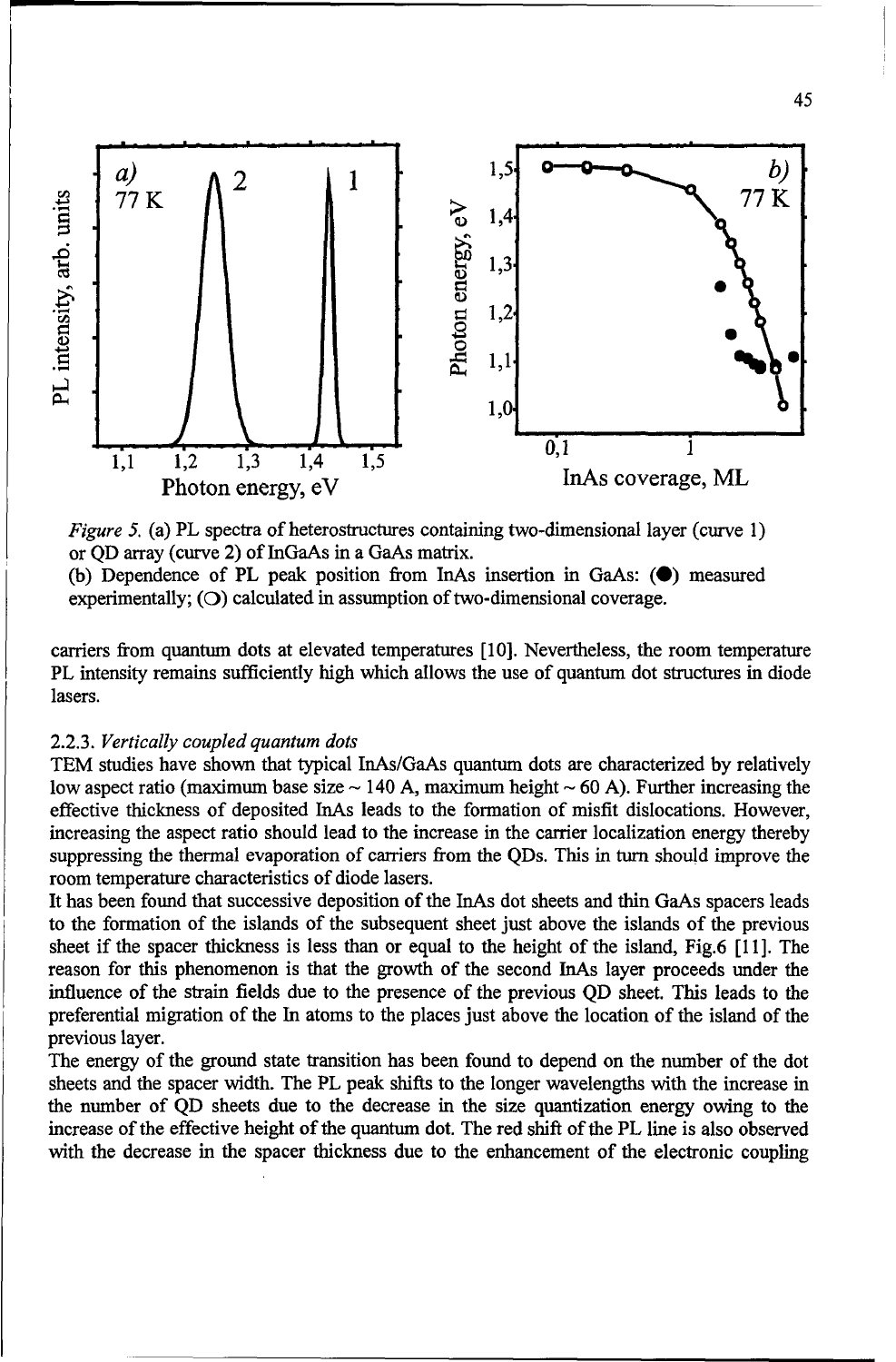*Figure 5.* (a) PL spectra of heterostructures containing two-dimensional layer (curve 1) or QD array (curve 2) of InGaAs in a GaAs matrix.
(b) Dependence of PL peak position from InAs insertion in GaAs: (●) measured experimentally; (○) calculated in assumption of two-dimensional coverage.

carriers from quantum dots at elevated temperatures [10]. Nevertheless, the room temperature PL intensity remains sufficiently high which allows the use of quantum dot structures in diode lasers.

### 2.2.3. *Vertically coupled quantum dots*

TEM studies have shown that typical InAs/GaAs quantum dots are characterized by relatively low aspect ratio (maximum base size ~ 140 A, maximum height ~ 60 A). Further increasing the effective thickness of deposited InAs leads to the formation of misfit dislocations. However, increasing the aspect ratio should lead to the increase in the carrier localization energy thereby suppressing the thermal evaporation of carriers from the QDs. This in turn should improve the room temperature characteristics of diode lasers.

It has been found that successive deposition of the InAs dot sheets and thin GaAs spacers leads to the formation of the islands of the subsequent sheet just above the islands of the previous sheet if the spacer thickness is less than or equal to the height of the island, Fig.6 [11]. The reason for this phenomenon is that the growth of the second InAs layer proceeds under the influence of the strain fields due to the presence of the previous QD sheet. This leads to the preferential migration of the In atoms to the places just above the location of the island of the previous layer.

The energy of the ground state transition has been found to depend on the number of the dot sheets and the spacer width. The PL peak shifts to the longer wavelengths with the increase in the number of QD sheets due to the decrease in the size quantization energy owing to the increase of the effective height of the quantum dot. The red shift of the PL line is also observed with the decrease in the spacer thickness due to the enhancement of the electronic coupling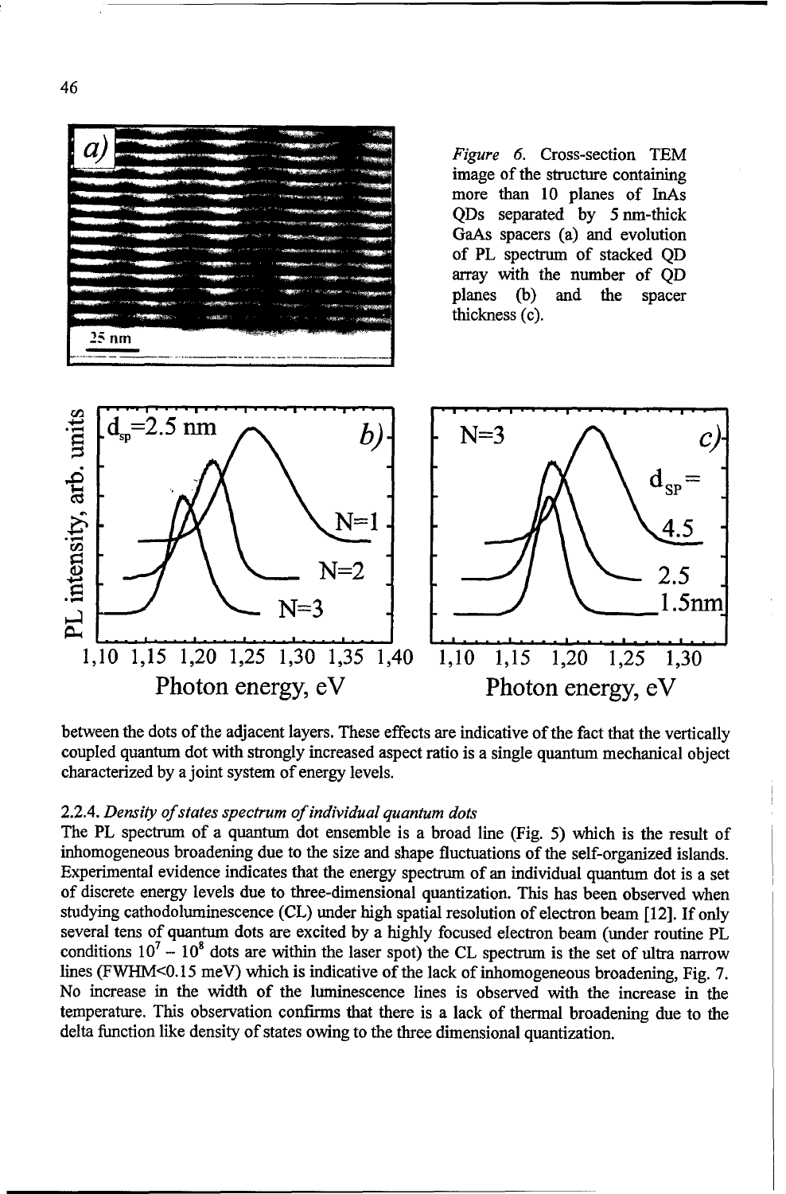*Figure 6.* Cross-section TEM image of the structure containing more than 10 planes of InAs QDs separated by 5 nm-thick GaAs spacers (a) and evolution of PL spectrum of stacked QD array with the number of QD planes (b) and the spacer thickness (c).

between the dots of the adjacent layers. These effects are indicative of the fact that the vertically coupled quantum dot with strongly increased aspect ratio is a single quantum mechanical object characterized by a joint system of energy levels.

### 2.2.4. *Density of states spectrum of individual quantum dots*

The PL spectrum of a quantum dot ensemble is a broad line (Fig. 5) which is the result of inhomogeneous broadening due to the size and shape fluctuations of the self-organized islands. Experimental evidence indicates that the energy spectrum of an individual quantum dot is a set of discrete energy levels due to three-dimensional quantization. This has been observed when studying cathodoluminescence (CL) under high spatial resolution of electron beam [12]. If only several tens of quantum dots are excited by a highly focused electron beam (under routine PL conditions $10^7 - 10^8$ dots are within the laser spot) the CL spectrum is the set of ultra narrow lines (FWHM<0.15 meV) which is indicative of the lack of inhomogeneous broadening, Fig. 7. No increase in the width of the luminescence lines is observed with the increase in the temperature. This observation confirms that there is a lack of thermal broadening due to the delta function like density of states owing to the three dimensional quantization.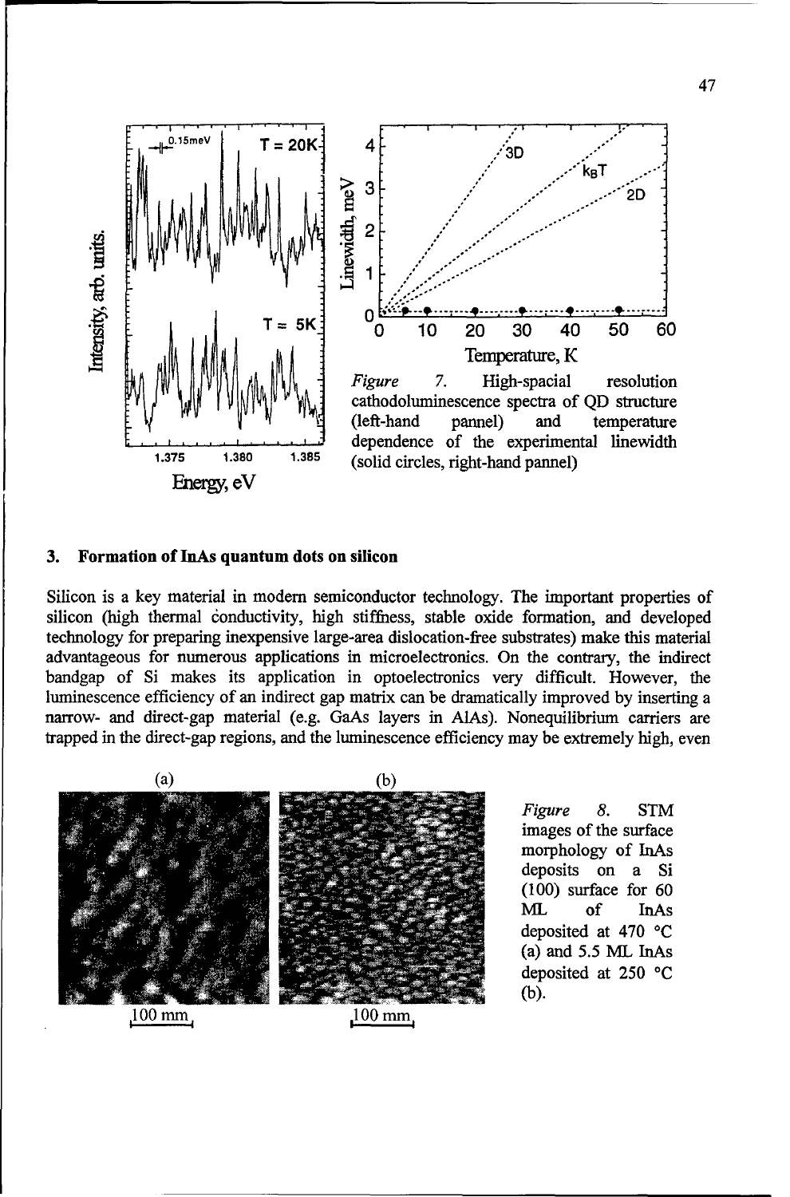*Figure 7.* High-spacial resolution cathodoluminescence spectra of QD structure (left-hand pannel) and temperature dependence of the experimental linewidth (solid circles, right-hand pannel)

## 3. Formation of InAs quantum dots on silicon

Silicon is a key material in modern semiconductor technology. The important properties of silicon (high thermal conductivity, high stiffness, stable oxide formation, and developed technology for preparing inexpensive large-area dislocation-free substrates) make this material advantageous for numerous applications in microelectronics. On the contrary, the indirect bandgap of Si makes its application in optoelectronics very difficult. However, the luminescence efficiency of an indirect gap matrix can be dramatically improved by inserting a narrow- and direct-gap material (e.g. GaAs layers in AlAs). Nonequilibrium carriers are trapped in the direct-gap regions, and the luminescence efficiency may be extremely high, even

*Figure 8.* STM images of the surface morphology of InAs deposits on a Si (100) surface for 60 ML of InAs deposited at 470 °C (a) and 5.5 ML InAs deposited at 250 °C (b).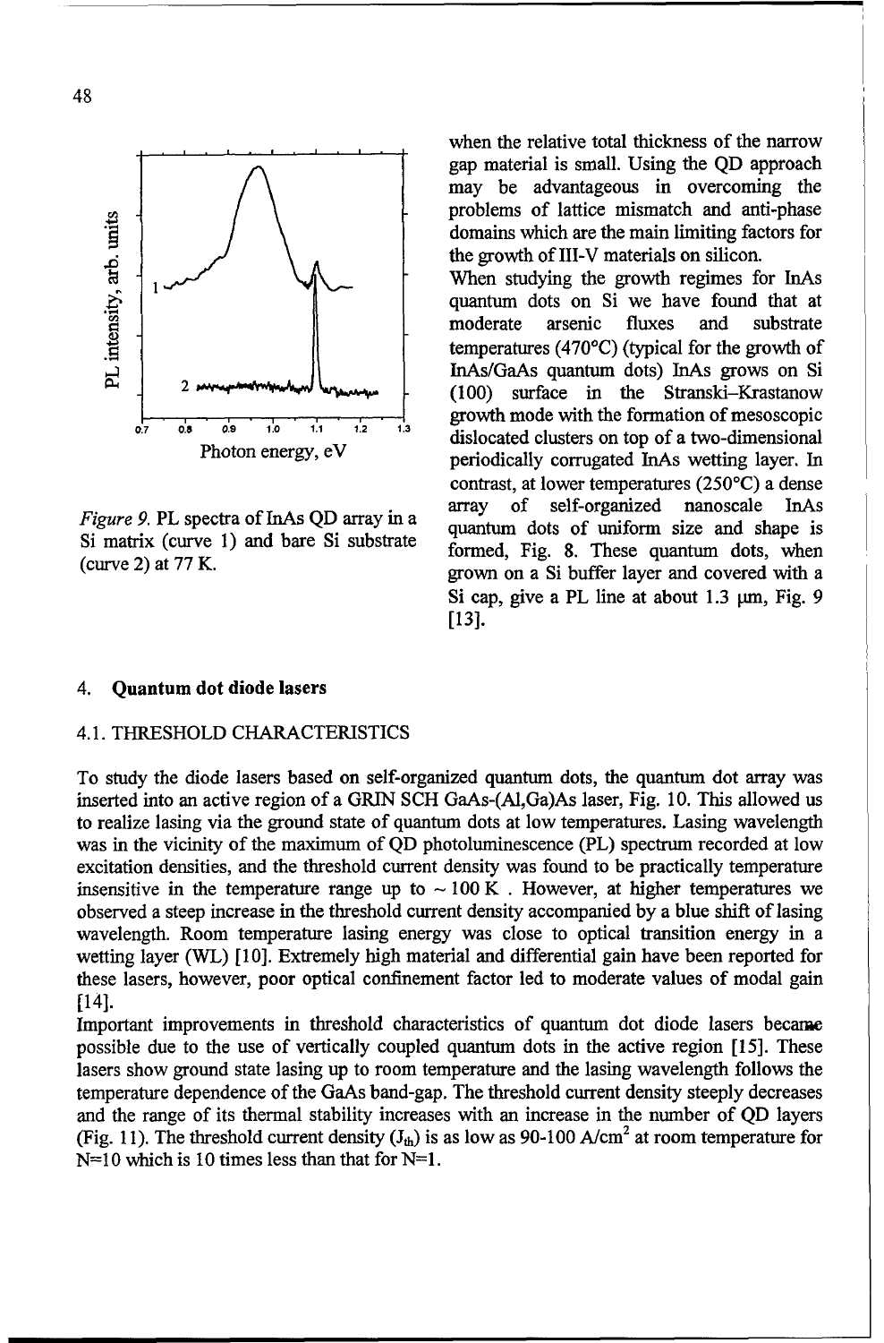*Figure 9.* PL spectra of InAs QD array in a Si matrix (curve 1) and bare Si substrate (curve 2) at 77 K.

when the relative total thickness of the narrow gap material is small. Using the QD approach may be advantageous in overcoming the problems of lattice mismatch and anti-phase domains which are the main limiting factors for the growth of III-V materials on silicon.

When studying the growth regimes for InAs quantum dots on Si we have found that at moderate arsenic fluxes and substrate temperatures (470°C) (typical for the growth of InAs/GaAs quantum dots) InAs grows on Si (100) surface in the Stranski–Krastanow growth mode with the formation of mesoscopic dislocated clusters on top of a two-dimensional periodically corrugated InAs wetting layer. In contrast, at lower temperatures (250°C) a dense array of self-organized nanoscale InAs quantum dots of uniform size and shape is formed, Fig. 8. These quantum dots, when grown on a Si buffer layer and covered with a Si cap, give a PL line at about 1.3 μm, Fig. 9 [13].

## 4. **Quantum dot diode lasers**

### 4.1. THRESHOLD CHARACTERISTICS

To study the diode lasers based on self-organized quantum dots, the quantum dot array was inserted into an active region of a GRIN SCH GaAs-(Al,Ga)As laser, Fig. 10. This allowed us to realize lasing via the ground state of quantum dots at low temperatures. Lasing wavelength was in the vicinity of the maximum of QD photoluminescence (PL) spectrum recorded at low excitation densities, and the threshold current density was found to be practically temperature insensitive in the temperature range up to ~ 100 K . However, at higher temperatures we observed a steep increase in the threshold current density accompanied by a blue shift of lasing wavelength. Room temperature lasing energy was close to optical transition energy in a wetting layer (WL) [10]. Extremely high material and differential gain have been reported for these lasers, however, poor optical confinement factor led to moderate values of modal gain [14].

Important improvements in threshold characteristics of quantum dot diode lasers became possible due to the use of vertically coupled quantum dots in the active region [15]. These lasers show ground state lasing up to room temperature and the lasing wavelength follows the temperature dependence of the GaAs band-gap. The threshold current density steeply decreases and the range of its thermal stability increases with an increase in the number of QD layers (Fig. 11). The threshold current density ($J_{th}$) is as low as 90-100 A/cm$^2$ at room temperature for N=10 which is 10 times less than that for N=1.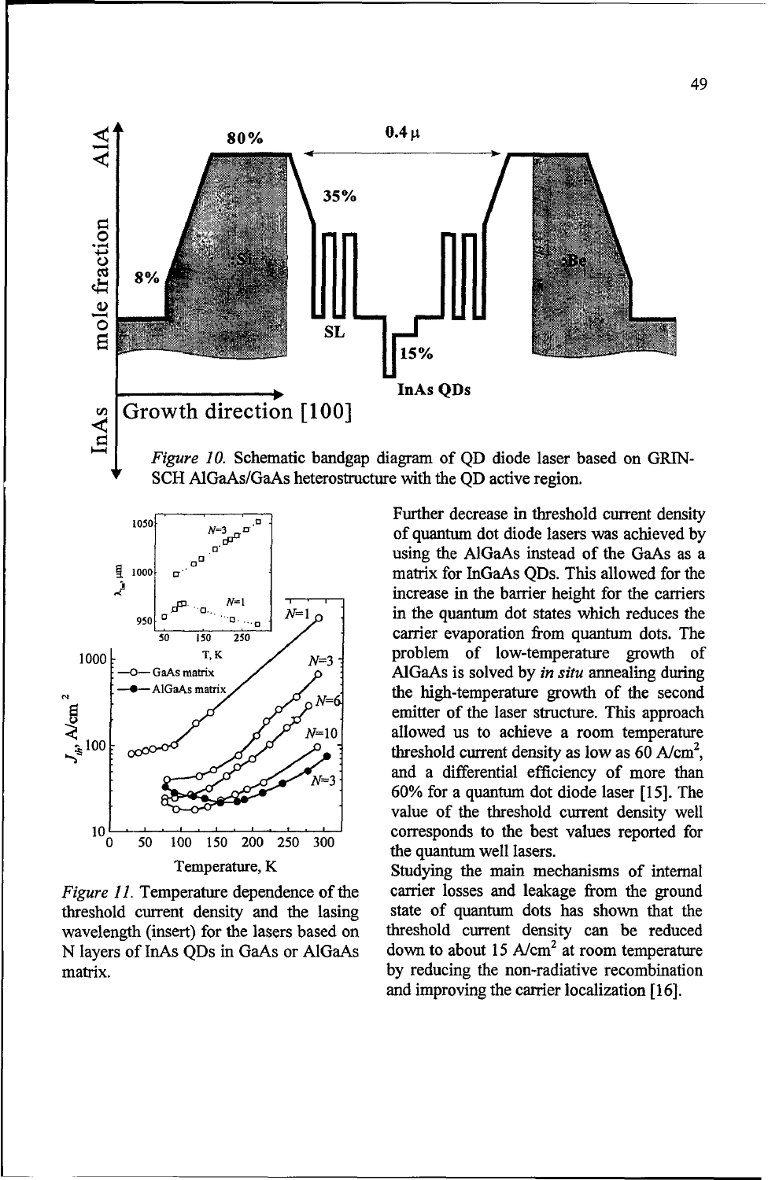*Figure 10.* Schematic bandgap diagram of QD diode laser based on GRIN-SCH AlGaAs/GaAs heterostructure with the QD active region.

*Figure 11.* Temperature dependence of the threshold current density and the lasing wavelength (insert) for the lasers based on N layers of InAs QDs in GaAs or AlGaAs matrix.

Further decrease in threshold current density of quantum dot diode lasers was achieved by using the AlGaAs instead of the GaAs as a matrix for InGaAs QDs. This allowed for the increase in the barrier height for the carriers in the quantum dot states which reduces the carrier evaporation from quantum dots. The problem of low-temperature growth of AlGaAs is solved by *in situ* annealing during the high-temperature growth of the second emitter of the laser structure. This approach allowed us to achieve a room temperature threshold current density as low as 60 A/cm$^2$, and a differential efficiency of more than 60% for a quantum dot diode laser [15]. The value of the threshold current density well corresponds to the best values reported for the quantum well lasers.

Studying the main mechanisms of internal carrier losses and leakage from the ground state of quantum dots has shown that the threshold current density can be reduced down to about 15 A/cm$^2$ at room temperature by reducing the non-radiative recombination and improving the carrier localization [16].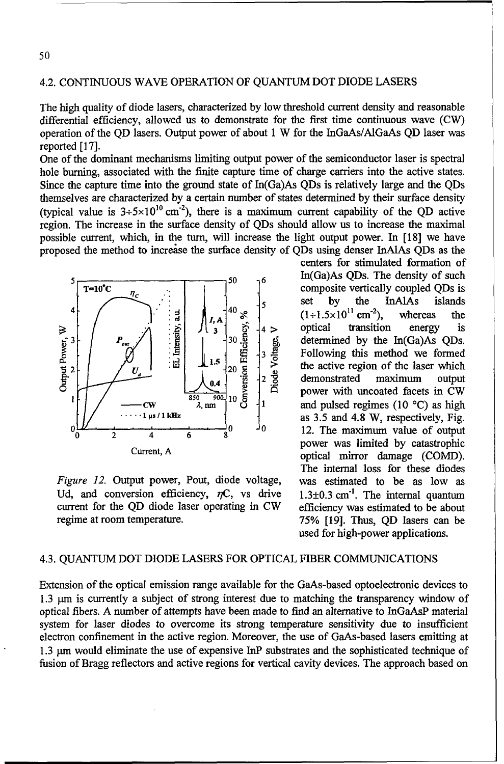## 4.2. CONTINUOUS WAVE OPERATION OF QUANTUM DOT DIODE LASERS

The high quality of diode lasers, characterized by low threshold current density and reasonable differential efficiency, allowed us to demonstrate for the first time continuous wave (CW) operation of the QD lasers. Output power of about 1 W for the InGaAs/AlGaAs QD laser was reported [17].

One of the dominant mechanisms limiting output power of the semiconductor laser is spectral hole burning, associated with the finite capture time of charge carriers into the active states. Since the capture time into the ground state of In(Ga)As QDs is relatively large and the QDs themselves are characterized by a certain number of states determined by their surface density (typical value is $3 \div 5 \times 10^{10}$ cm$^{-2}$), there is a maximum current capability of the QD active region. The increase in the surface density of QDs should allow us to increase the maximal possible current, which, in the turn, will increase the light output power. In [18] we have proposed the method to increase the surface density of QDs using denser InAlAs QDs as the centers for stimulated formation of In(Ga)As QDs. The density of such composite vertically coupled QDs is set by the InAlAs islands ($1 \div 1.5 \times 10^{11}$ cm$^{-2}$), whereas the optical transition energy is determined by the In(Ga)As QDs. Following this method we formed the active region of the laser which demonstrated maximum output power with uncoated facets in CW and pulsed regimes (10 °C) as high as 3.5 and 4.8 W, respectively, Fig. 12. The maximum value of output power was limited by catastrophic optical mirror damage (COMD). The internal loss for these diodes was estimated to be as low as $1.3 \pm 0.3$ cm$^{-1}$. The internal quantum efficiency was estimated to be about 75% [19]. Thus, QD lasers can be used for high-power applications.

*Figure 12.* Output power, Pout, diode voltage, Ud, and conversion efficiency, $\eta C$, vs drive current for the QD diode laser operating in CW regime at room temperature.

## 4.3. QUANTUM DOT DIODE LASERS FOR OPTICAL FIBER COMMUNICATIONS

Extension of the optical emission range available for the GaAs-based optoelectronic devices to 1.3 µm is currently a subject of strong interest due to matching the transparency window of optical fibers. A number of attempts have been made to find an alternative to InGaAsP material system for laser diodes to overcome its strong temperature sensitivity due to insufficient electron confinement in the active region. Moreover, the use of GaAs-based lasers emitting at 1.3 µm would eliminate the use of expensive InP substrates and the sophisticated technique of fusion of Bragg reflectors and active regions for vertical cavity devices. The approach based on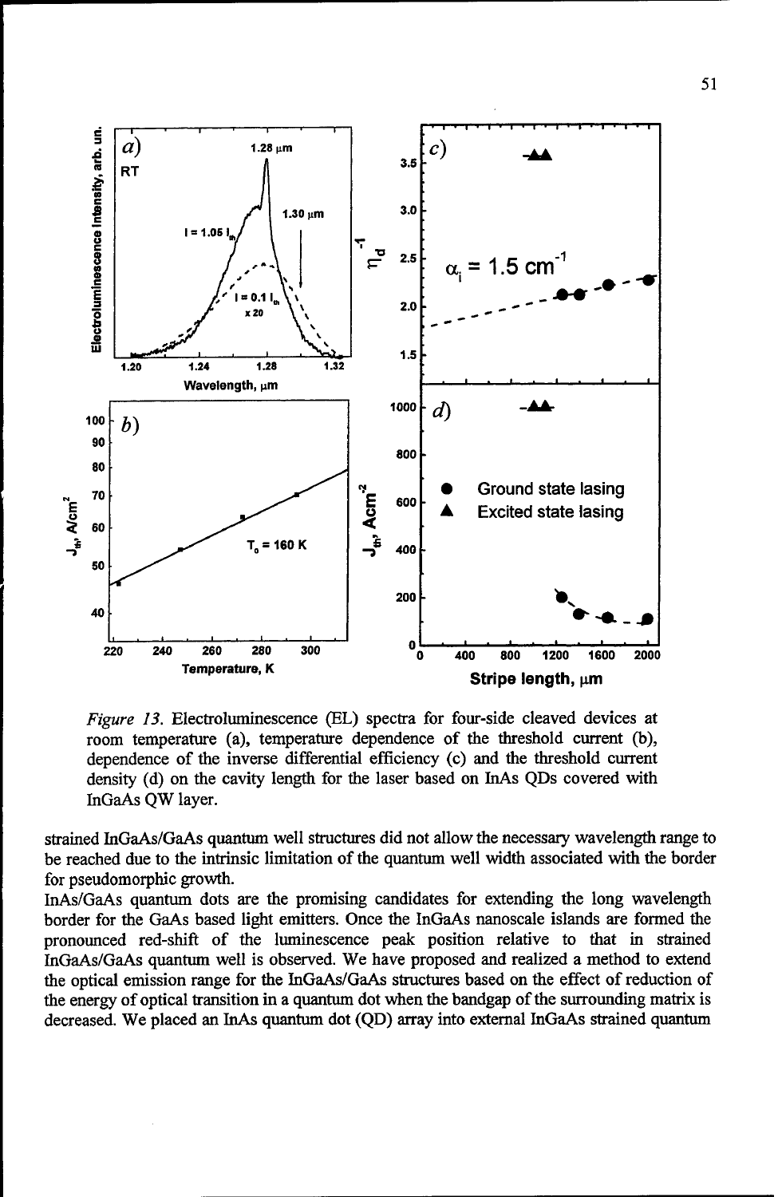*Figure 13.* Electroluminescence (EL) spectra for four-side cleaved devices at room temperature (a), temperature dependence of the threshold current (b), dependence of the inverse differential efficiency (c) and the threshold current density (d) on the cavity length for the laser based on InAs QDs covered with InGaAs QW layer.

strained InGaAs/GaAs quantum well structures did not allow the necessary wavelength range to be reached due to the intrinsic limitation of the quantum well width associated with the border for pseudomorphic growth.

InAs/GaAs quantum dots are the promising candidates for extending the long wavelength border for the GaAs based light emitters. Once the InGaAs nanoscale islands are formed the pronounced red-shift of the luminescence peak position relative to that in strained InGaAs/GaAs quantum well is observed. We have proposed and realized a method to extend the optical emission range for the InGaAs/GaAs structures based on the effect of reduction of the energy of optical transition in a quantum dot when the bandgap of the surrounding matrix is decreased. We placed an InAs quantum dot (QD) array into external InGaAs strained quantum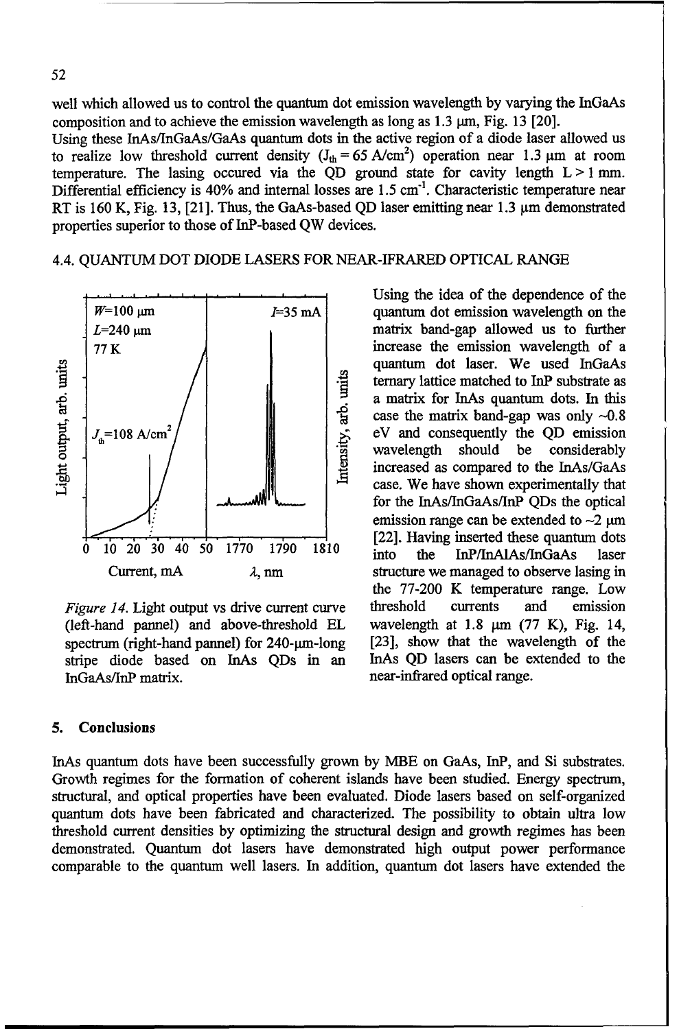well which allowed us to control the quantum dot emission wavelength by varying the InGaAs composition and to achieve the emission wavelength as long as 1.3 μm, Fig. 13 [20].

Using these InAs/InGaAs/GaAs quantum dots in the active region of a diode laser allowed us to realize low threshold current density ($J_{th} = 65$ A/cm$^2$) operation near 1.3 μm at room temperature. The lasing occured via the QD ground state for cavity length L > 1 mm. Differential efficiency is 40% and internal losses are 1.5 cm$^{-1}$. Characteristic temperature near RT is 160 K, Fig. 13, [21]. Thus, the GaAs-based QD laser emitting near 1.3 μm demonstrated properties superior to those of InP-based QW devices.

## 4.4. QUANTUM DOT DIODE LASERS FOR NEAR-IFRARED OPTICAL RANGE

Using the idea of the dependence of the quantum dot emission wavelength on the matrix band-gap allowed us to further increase the emission wavelength of a quantum dot laser. We used InGaAs ternary lattice matched to InP substrate as a matrix for InAs quantum dots. In this case the matrix band-gap was only ~0.8 eV and consequently the QD emission wavelength should be considerably increased as compared to the InAs/GaAs case. We have shown experimentally that for the InAs/InGaAs/InP QDs the optical emission range can be extended to ~2 μm [22]. Having inserted these quantum dots into the InP/InAlAs/InGaAs laser structure we managed to observe lasing in the 77-200 K temperature range. Low threshold currents and emission wavelength at 1.8 μm (77 K), Fig. 14, [23], show that the wavelength of the InAs QD lasers can be extended to the near-infrared optical range.

*Figure 14.* Light output vs drive current curve (left-hand pannel) and above-threshold EL spectrum (right-hand pannel) for 240-μm-long stripe diode based on InAs QDs in an InGaAs/InP matrix.

## 5. Conclusions

InAs quantum dots have been successfully grown by MBE on GaAs, InP, and Si substrates. Growth regimes for the formation of coherent islands have been studied. Energy spectrum, structural, and optical properties have been evaluated. Diode lasers based on self-organized quantum dots have been fabricated and characterized. The possibility to obtain ultra low threshold current densities by optimizing the structural design and growth regimes has been demonstrated. Quantum dot lasers have demonstrated high output power performance comparable to the quantum well lasers. In addition, quantum dot lasers have extended the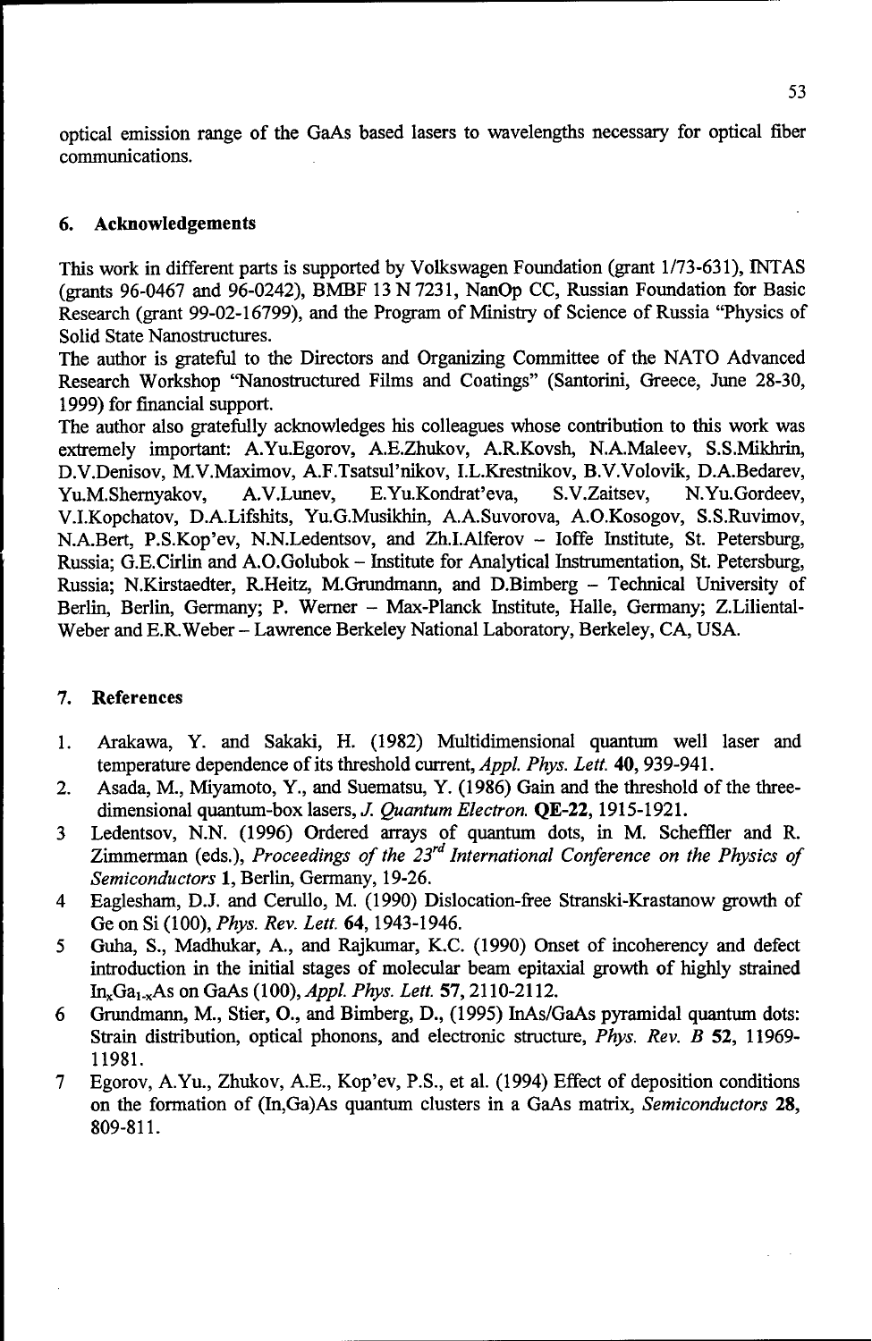optical emission range of the GaAs based lasers to wavelengths necessary for optical fiber communications.

## 6. Acknowledgements

This work in different parts is supported by Volkswagen Foundation (grant 1/73-631), INTAS (grants 96-0467 and 96-0242), BMBF 13 N 7231, NanOp CC, Russian Foundation for Basic Research (grant 99-02-16799), and the Program of Ministry of Science of Russia "Physics of Solid State Nanostructures.

The author is grateful to the Directors and Organizing Committee of the NATO Advanced Research Workshop "Nanostructured Films and Coatings" (Santorini, Greece, June 28-30, 1999) for financial support.

The author also gratefully acknowledges his colleagues whose contribution to this work was extremely important: A.Yu.Egorov, A.E.Zhukov, A.R.Kovsh, N.A.Maleev, S.S.Mikhrin, D.V.Denisov, M.V.Maximov, A.F.Tsatsul'nikov, I.L.Krestnikov, B.V.Volovik, D.A.Bedarev, Yu.M.Shernyakov, A.V.Lunev, E.Yu.Kondrat'eva, S.V.Zaitsev, N.Yu.Gordeev, V.I.Kopchatov, D.A.Lifshits, Yu.G.Musikhin, A.A.Suvorova, A.O.Kosogov, S.S.Ruvimov, N.A.Bert, P.S.Kop'ev, N.N.Ledentsov, and Zh.I.Alferov – Ioffe Institute, St. Petersburg, Russia; G.E.Cirlin and A.O.Golubok – Institute for Analytical Instrumentation, St. Petersburg, Russia; N.Kirstaedter, R.Heitz, M.Grundmann, and D.Bimberg – Technical University of Berlin, Berlin, Germany; P. Werner – Max-Planck Institute, Halle, Germany; Z.Liliental-Weber and E.R.Weber – Lawrence Berkeley National Laboratory, Berkeley, CA, USA.

## 7. References

1. Arakawa, Y. and Sakaki, H. (1982) Multidimensional quantum well laser and temperature dependence of its threshold current, *Appl. Phys. Lett.* **40**, 939-941.
2. Asada, M., Miyamoto, Y., and Suematsu, Y. (1986) Gain and the threshold of the three-dimensional quantum-box lasers, *J. Quantum Electron.* **QE-22**, 1915-1921.
3. Ledentsov, N.N. (1996) Ordered arrays of quantum dots, in M. Scheffler and R. Zimmerman (eds.), *Proceedings of the 23rd International Conference on the Physics of Semiconductors* **1**, Berlin, Germany, 19-26.
4. Eaglesham, D.J. and Cerullo, M. (1990) Dislocation-free Stranski-Krastanow growth of Ge on Si (100), *Phys. Rev. Lett.* **64**, 1943-1946.
5. Guha, S., Madhukar, A., and Rajkumar, K.C. (1990) Onset of incoherency and defect introduction in the initial stages of molecular beam epitaxial growth of highly strained $In_xGa_{1-x}As$ on GaAs (100), *Appl. Phys. Lett.* **57**, 2110-2112.
6. Grundmann, M., Stier, O., and Bimberg, D., (1995) InAs/GaAs pyramidal quantum dots: Strain distribution, optical phonons, and electronic structure, *Phys. Rev. B* **52**, 11969-11981.
7. Egorov, A.Yu., Zhukov, A.E., Kop'ev, P.S., et al. (1994) Effect of deposition conditions on the formation of (In,Ga)As quantum clusters in a GaAs matrix, *Semiconductors* **28**, 809-811.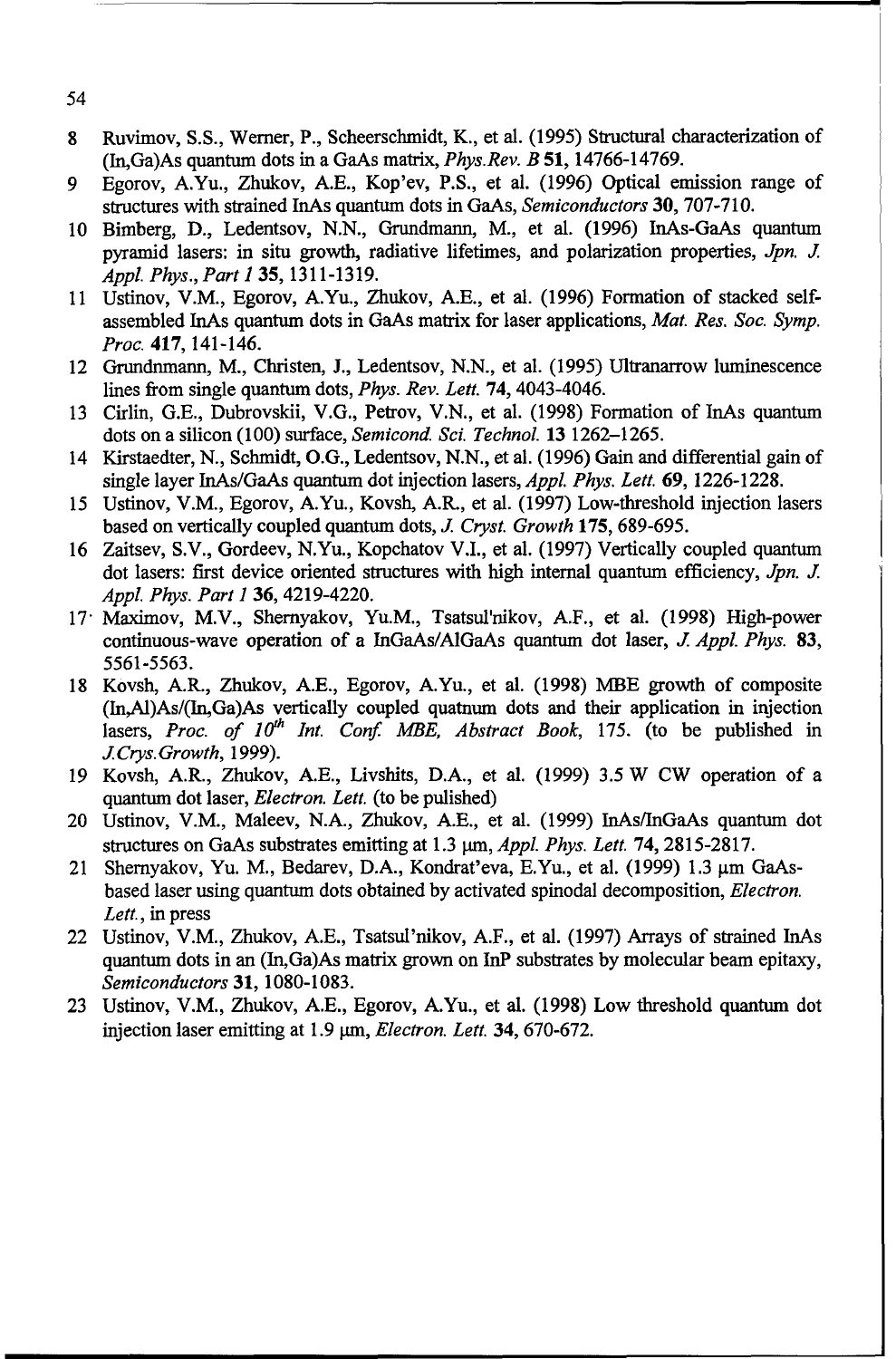8 Ruvimov, S.S., Werner, P., Scheerschmidt, K., et al. (1995) Structural characterization of (In,Ga)As quantum dots in a GaAs matrix, *Phys.Rev. B* **51**, 14766-14769.

9 Egorov, A.Yu., Zhukov, A.E., Kop'ev, P.S., et al. (1996) Optical emission range of structures with strained InAs quantum dots in GaAs, *Semiconductors* **30**, 707-710.

10 Bimberg, D., Ledentsov, N.N., Grundmann, M., et al. (1996) InAs-GaAs quantum pyramid lasers: in situ growth, radiative lifetimes, and polarization properties, *Jpn. J. Appl. Phys., Part 1* **35**, 1311-1319.

11 Ustinov, V.M., Egorov, A.Yu., Zhukov, A.E., et al. (1996) Formation of stacked self-assembled InAs quantum dots in GaAs matrix for laser applications, *Mat. Res. Soc. Symp. Proc.* **417**, 141-146.

12 Grundnmann, M., Christen, J., Ledentsov, N.N., et al. (1995) Ultranarrow luminescence lines from single quantum dots, *Phys. Rev. Lett.* **74**, 4043-4046.

13 Cirlin, G.E., Dubrovskii, V.G., Petrov, V.N., et al. (1998) Formation of InAs quantum dots on a silicon (100) surface, *Semicond. Sci. Technol.* **13** 1262–1265.

14 Kirstaedter, N., Schmidt, O.G., Ledentsov, N.N., et al. (1996) Gain and differential gain of single layer InAs/GaAs quantum dot injection lasers, *Appl. Phys. Lett.* **69**, 1226-1228.

15 Ustinov, V.M., Egorov, A.Yu., Kovsh, A.R., et al. (1997) Low-threshold injection lasers based on vertically coupled quantum dots, *J. Cryst. Growth* **175**, 689-695.

16 Zaitsev, S.V., Gordeev, N.Yu., Kopchatov V.I., et al. (1997) Vertically coupled quantum dot lasers: first device oriented structures with high internal quantum efficiency, *Jpn. J. Appl. Phys. Part 1* **36**, 4219-4220.

17 Maximov, M.V., Shernyakov, Yu.M., Tsatsul'nikov, A.F., et al. (1998) High-power continuous-wave operation of a InGaAs/AlGaAs quantum dot laser, *J. Appl. Phys.* **83**, 5561-5563.

18 Kovsh, A.R., Zhukov, A.E., Egorov, A.Yu., et al. (1998) MBE growth of composite (In,Al)As/(In,Ga)As vertically coupled quatnum dots and their application in injection lasers, *Proc. of 10$^{th}$ Int. Conf. MBE, Abstract Book*, 175. (to be published in *J.Crys.Growth*, 1999).

19 Kovsh, A.R., Zhukov, A.E., Livshits, D.A., et al. (1999) 3.5 W CW operation of a quantum dot laser, *Electron. Lett.* (to be pulished)

20 Ustinov, V.M., Maleev, N.A., Zhukov, A.E., et al. (1999) InAs/InGaAs quantum dot structures on GaAs substrates emitting at 1.3 μm, *Appl. Phys. Lett.* **74**, 2815-2817.

21 Shernyakov, Yu. M., Bedarev, D.A., Kondrat'eva, E.Yu., et al. (1999) 1.3 μm GaAs-based laser using quantum dots obtained by activated spinodal decomposition, *Electron. Lett.*, in press

22 Ustinov, V.M., Zhukov, A.E., Tsatsul'nikov, A.F., et al. (1997) Arrays of strained InAs quantum dots in an (In,Ga)As matrix grown on InP substrates by molecular beam epitaxy, *Semiconductors* **31**, 1080-1083.

23 Ustinov, V.M., Zhukov, A.E., Egorov, A.Yu., et al. (1998) Low threshold quantum dot injection laser emitting at 1.9 μm, *Electron. Lett.* **34**, 670-672.